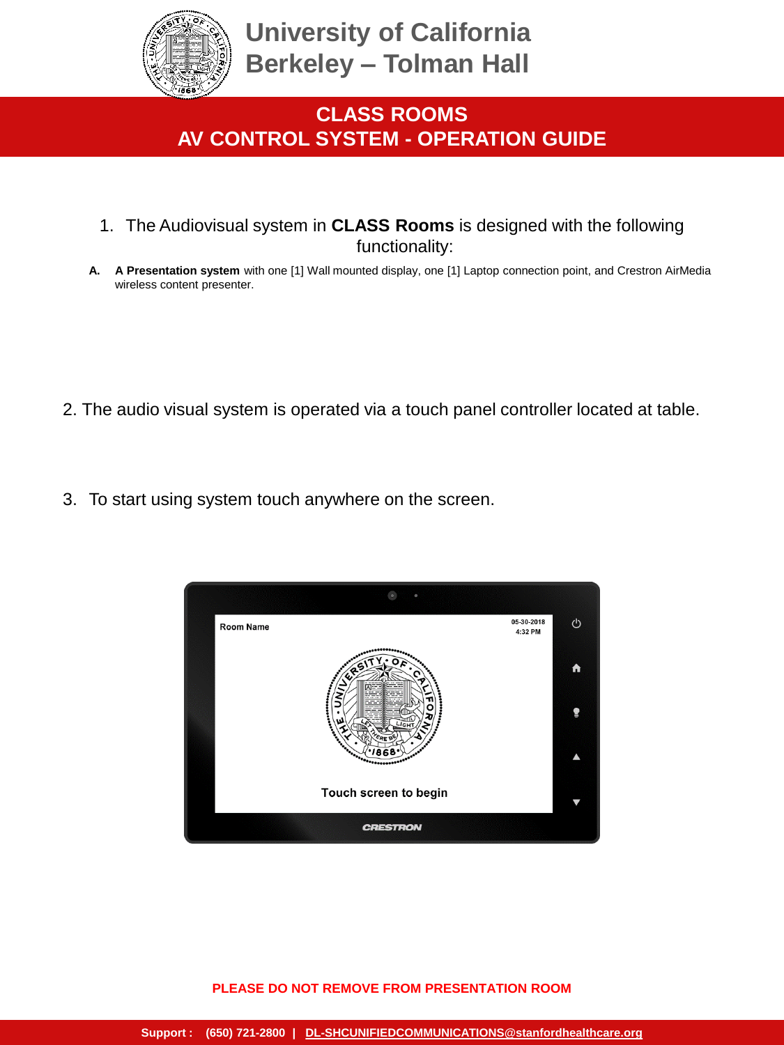# University of California Berkeley – Tolman Hall

## CLASS ROOMS
## AV CONTROL SYSTEM - OPERATION GUIDE

1. The Audiovisual system in **CLASS Rooms** is designed with the following functionality:

**A.** **A Presentation system** with one [1] Wall mounted display, one [1] Laptop connection point, and Crestron AirMedia wireless content presenter.

2. The audio visual system is operated via a touch panel controller located at table.

3. To start using system touch anywhere on the screen.

**PLEASE DO NOT REMOVE FROM PRESENTATION ROOM**

**Support : (650) 721-2800 | DL-SHCUNIFIEDCOMMUNICATIONS@stanfordhealthcare.org**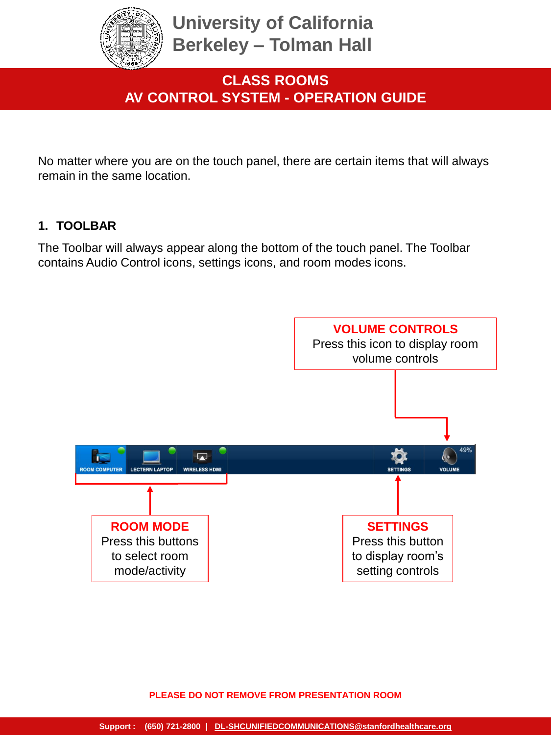# University of California Berkeley – Tolman Hall

## CLASS ROOMS
## AV CONTROL SYSTEM - OPERATION GUIDE

No matter where you are on the touch panel, there are certain items that will always remain in the same location.

### 1. TOOLBAR

The Toolbar will always appear along the bottom of the touch panel. The Toolbar contains Audio Control icons, settings icons, and room modes icons.

**VOLUME CONTROLS**
Press this icon to display room volume controls

ROOM COMPUTER | LECTERN LAPTOP | WIRELESS HDMI | SETTINGS | 49% VOLUME

**ROOM MODE**
Press this buttons to select room mode/activity

**SETTINGS**
Press this button to display room's setting controls

**PLEASE DO NOT REMOVE FROM PRESENTATION ROOM**

**Support : (650) 721-2800 | DL-SHCUNIFIEDCOMMUNICATIONS@stanfordhealthcare.org**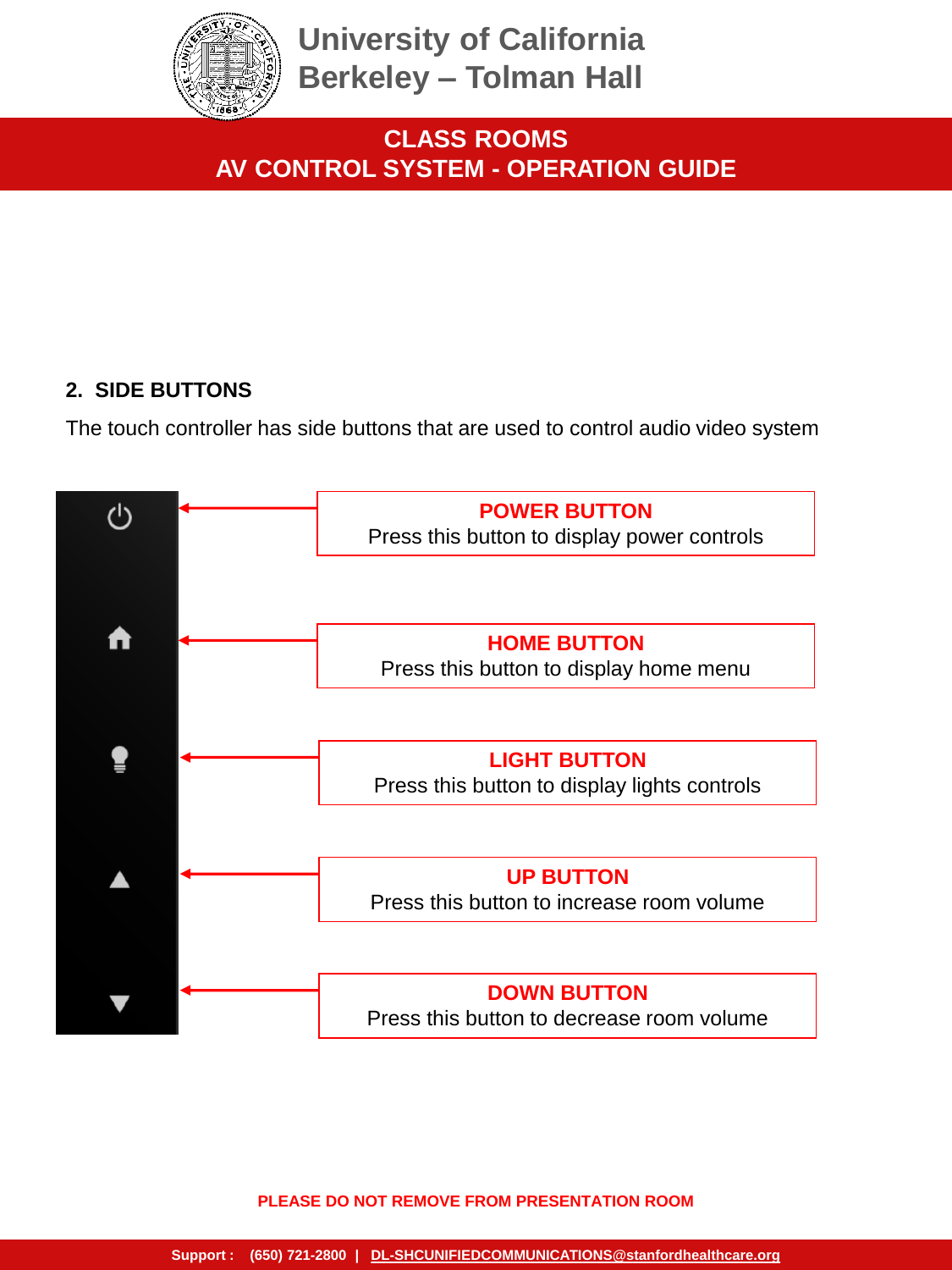## 2. SIDE BUTTONS

The touch controller has side buttons that are used to control audio video system

**POWER BUTTON**
Press this button to display power controls

**HOME BUTTON**
Press this button to display home menu

**LIGHT BUTTON**
Press this button to display lights controls

**UP BUTTON**
Press this button to increase room volume

**DOWN BUTTON**
Press this button to decrease room volume

**PLEASE DO NOT REMOVE FROM PRESENTATION ROOM**

**Support : (650) 721-2800 | DL-SHCUNIFIEDCOMMUNICATIONS@stanfordhealthcare.org**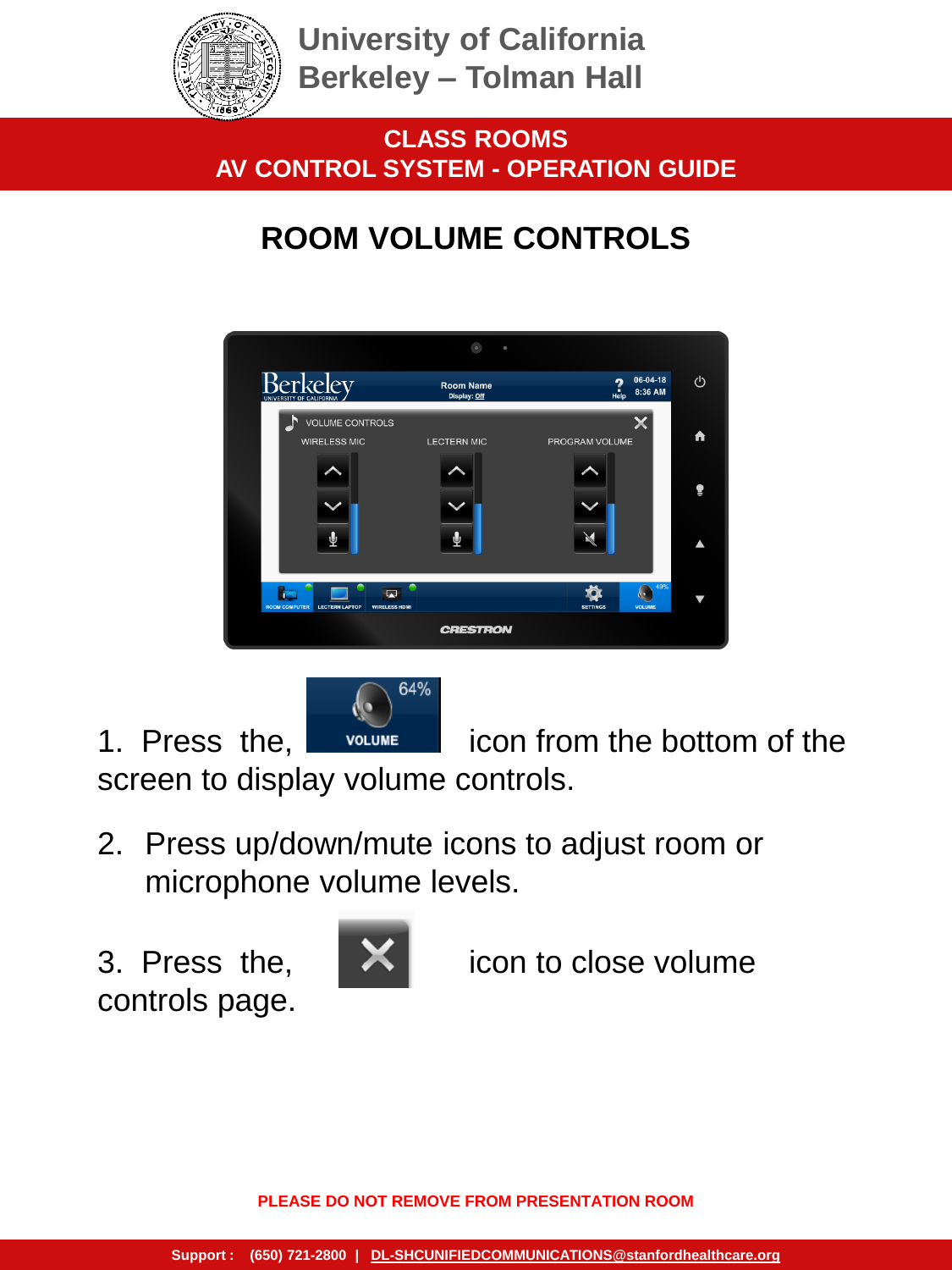University of California
Berkeley – Tolman Hall

**CLASS ROOMS**
**AV CONTROL SYSTEM - OPERATION GUIDE**

# ROOM VOLUME CONTROLS

1. Press the, icon from the bottom of the screen to display volume controls.

2. Press up/down/mute icons to adjust room or microphone volume levels.

3. Press the, icon to close volume controls page.

**PLEASE DO NOT REMOVE FROM PRESENTATION ROOM**

**Support : (650) 721-2800 | DL-SHCUNIFIEDCOMMUNICATIONS@stanfordhealthcare.org**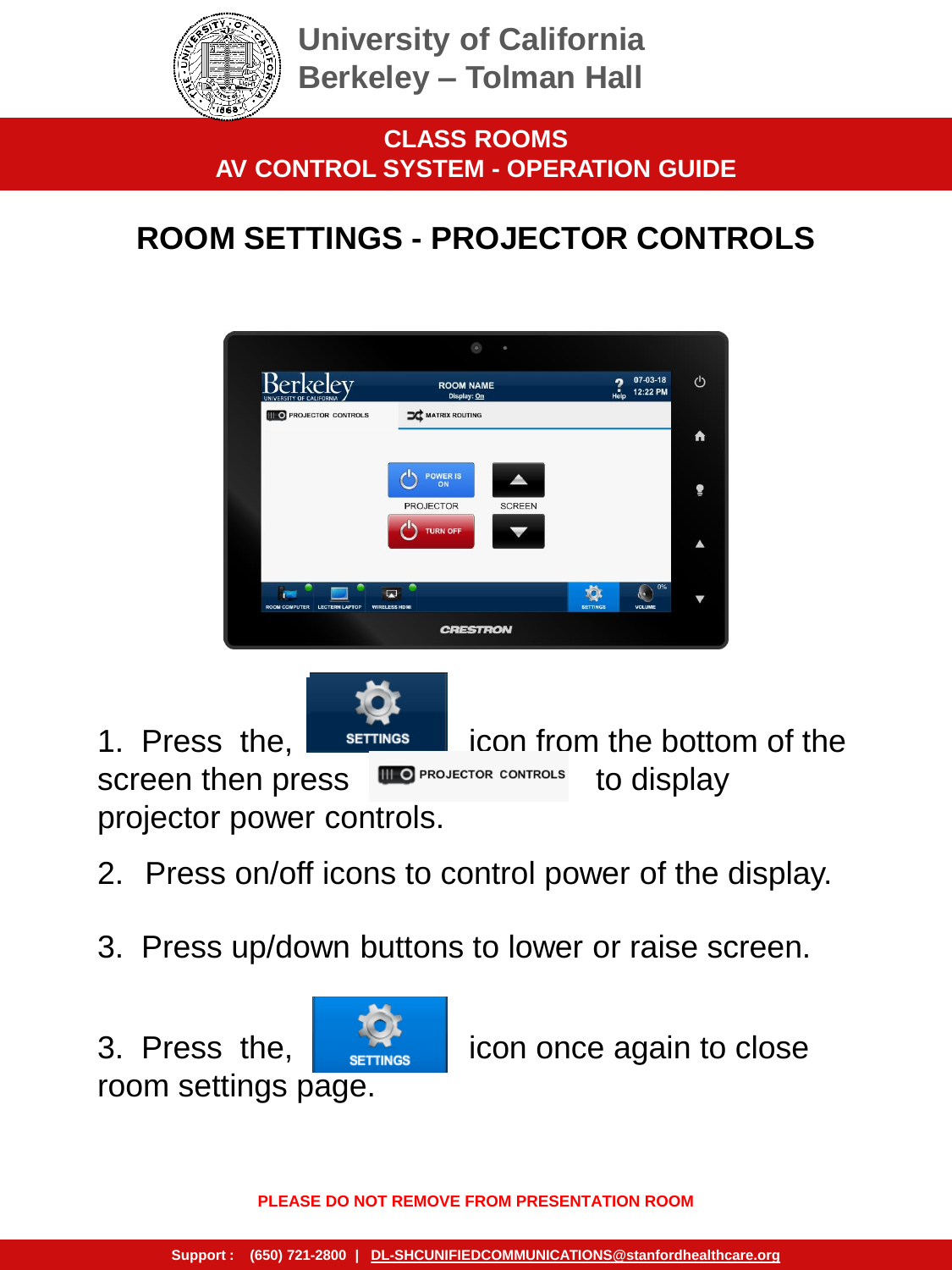University of California
Berkeley – Tolman Hall

**CLASS ROOMS**
**AV CONTROL SYSTEM - OPERATION GUIDE**

# ROOM SETTINGS - PROJECTOR CONTROLS

1. Press the, SETTINGS icon from the bottom of the screen then press PROJECTOR CONTROLS to display projector power controls.

2. Press on/off icons to control power of the display.

3. Press up/down buttons to lower or raise screen.

3. Press the, SETTINGS icon once again to close room settings page.

**PLEASE DO NOT REMOVE FROM PRESENTATION ROOM**

**Support : (650) 721-2800 | DL-SHCUNIFIEDCOMMUNICATIONS@stanfordhealthcare.org**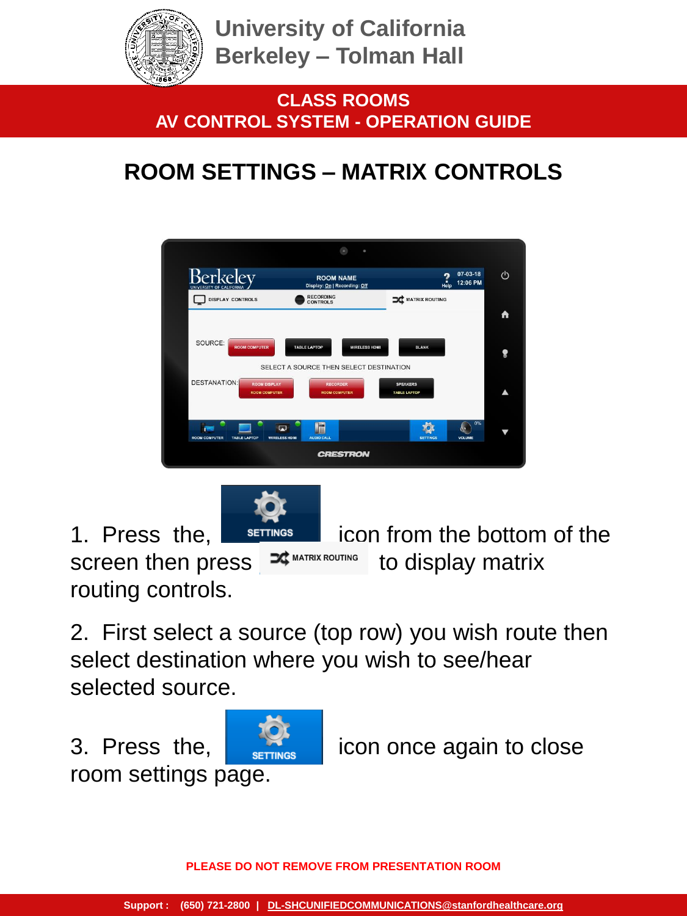University of California
Berkeley – Tolman Hall

**CLASS ROOMS**
**AV CONTROL SYSTEM - OPERATION GUIDE**

# ROOM SETTINGS – MATRIX CONTROLS

1. Press the, SETTINGS icon from the bottom of the screen then press MATRIX ROUTING to display matrix routing controls.

2. First select a source (top row) you wish route then select destination where you wish to see/hear selected source.

3. Press the, SETTINGS icon once again to close room settings page.

**PLEASE DO NOT REMOVE FROM PRESENTATION ROOM**

**Support : (650) 721-2800 | DL-SHCUNIFIEDCOMMUNICATIONS@stanfordhealthcare.org**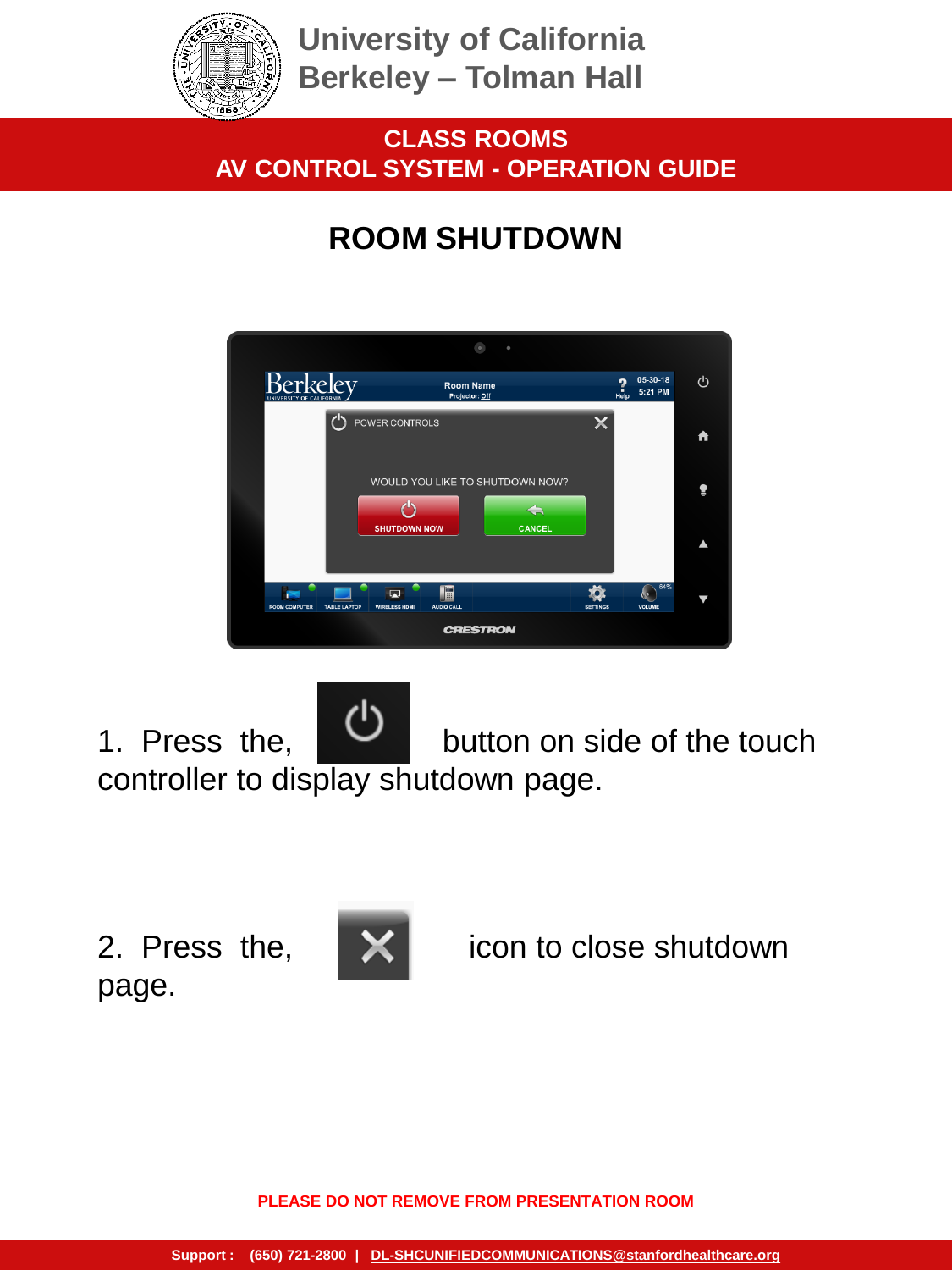# University of California Berkeley – Tolman Hall

## CLASS ROOMS
## AV CONTROL SYSTEM - OPERATION GUIDE

## ROOM SHUTDOWN

1. Press the, button on side of the touch controller to display shutdown page.

2. Press the, icon to close shutdown page.

**PLEASE DO NOT REMOVE FROM PRESENTATION ROOM**

**Support : (650) 721-2800 | DL-SHCUNIFIEDCOMMUNICATIONS@stanfordhealthcare.org**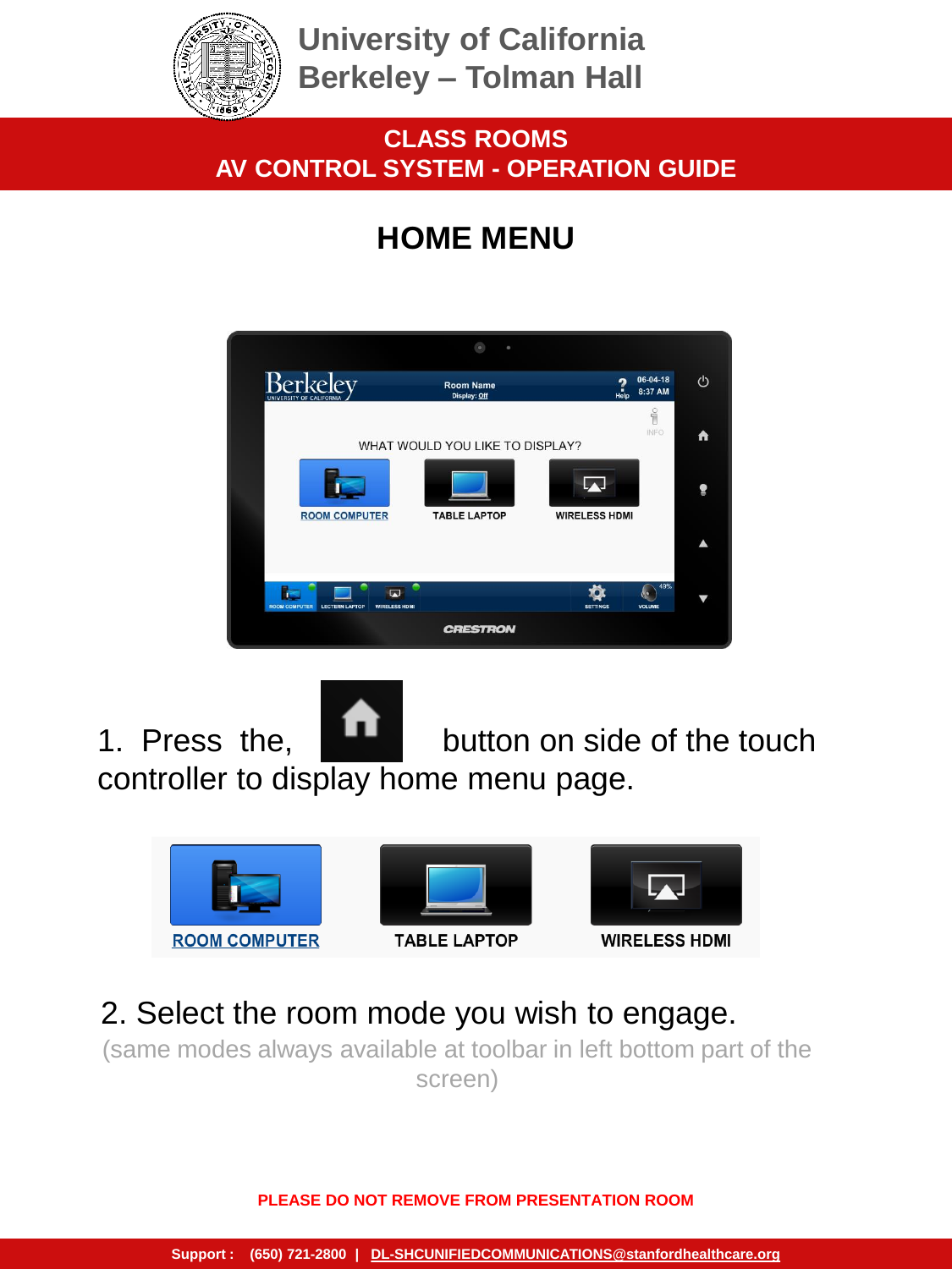# University of California Berkeley – Tolman Hall

**CLASS ROOMS**
**AV CONTROL SYSTEM - OPERATION GUIDE**

## HOME MENU

1. Press the, button on side of the touch controller to display home menu page.

ROOM COMPUTER    TABLE LAPTOP    WIRELESS HDMI

2. Select the room mode you wish to engage.

(same modes always available at toolbar in left bottom part of the screen)

**PLEASE DO NOT REMOVE FROM PRESENTATION ROOM**

**Support : (650) 721-2800 | DL-SHCUNIFIEDCOMMUNICATIONS@stanfordhealthcare.org**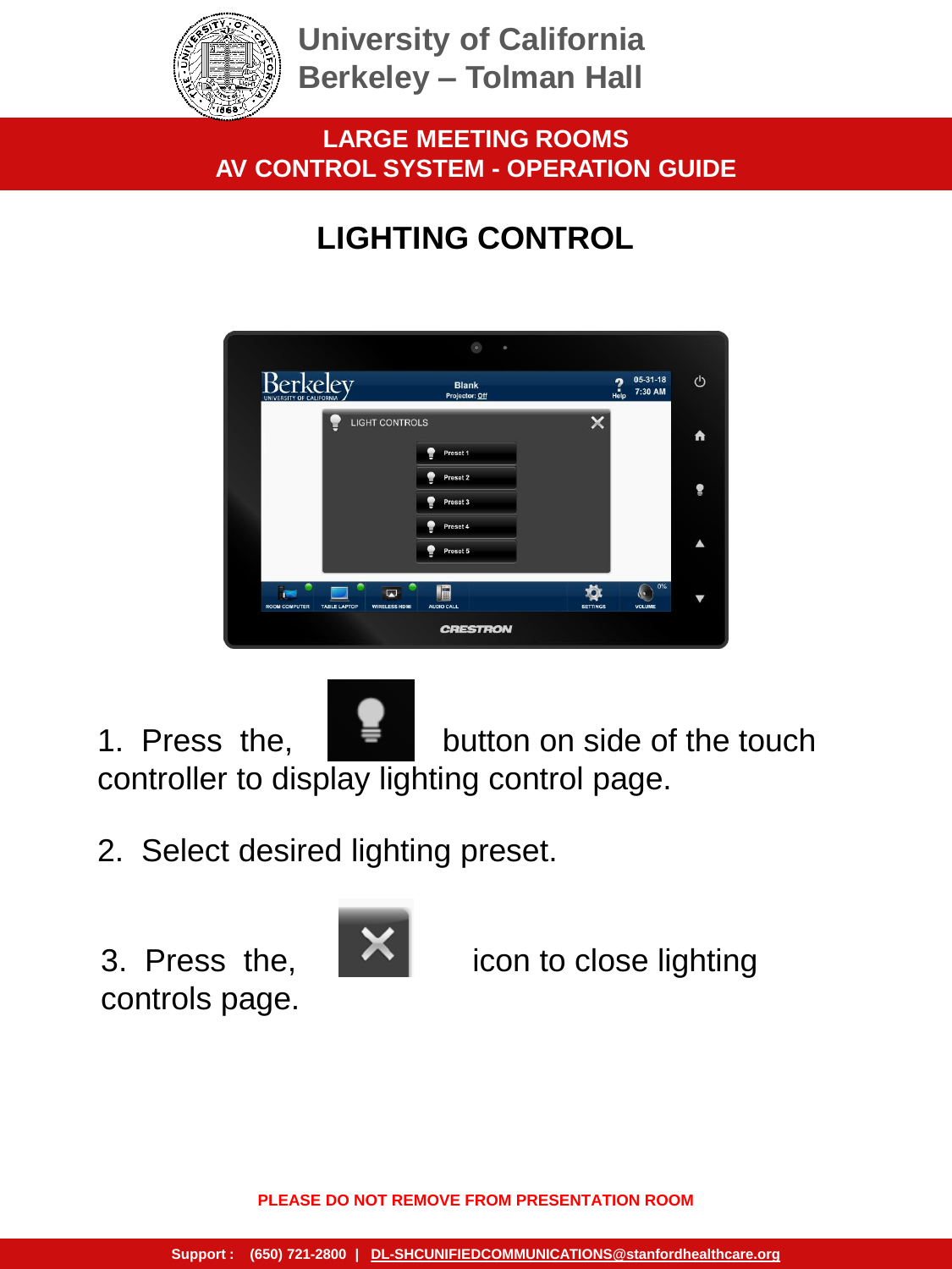University of California
Berkeley – Tolman Hall

**LARGE MEETING ROOMS**
**AV CONTROL SYSTEM - OPERATION GUIDE**

# LIGHTING CONTROL

1. Press the, button on side of the touch controller to display lighting control page.

2. Select desired lighting preset.

3. Press the, icon to close lighting controls page.

**PLEASE DO NOT REMOVE FROM PRESENTATION ROOM**

**Support : (650) 721-2800 | DL-SHCUNIFIEDCOMMUNICATIONS@stanfordhealthcare.org**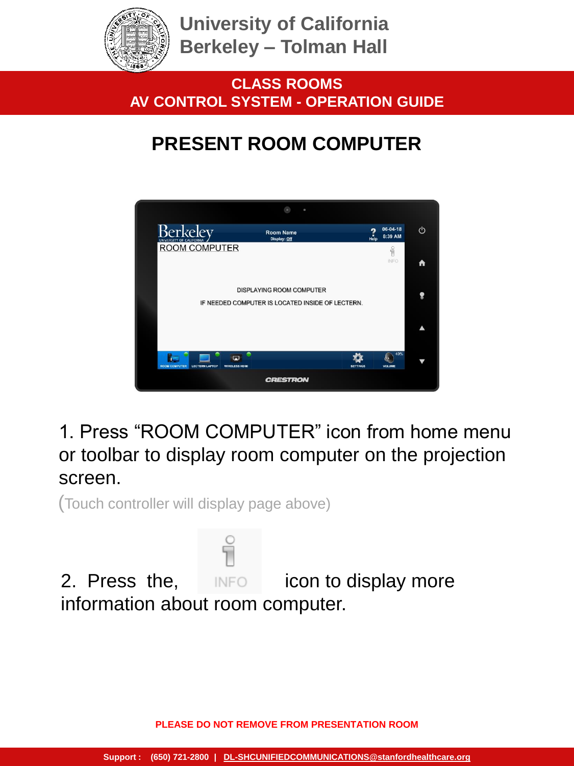University of California
Berkeley – Tolman Hall

**CLASS ROOMS**
**AV CONTROL SYSTEM - OPERATION GUIDE**

# PRESENT ROOM COMPUTER

1. Press "ROOM COMPUTER" icon from home menu or toolbar to display room computer on the projection screen.

(Touch controller will display page above)

2. Press the, INFO icon to display more information about room computer.

**PLEASE DO NOT REMOVE FROM PRESENTATION ROOM**

**Support : (650) 721-2800 | DL-SHCUNIFIEDCOMMUNICATIONS@stanfordhealthcare.org**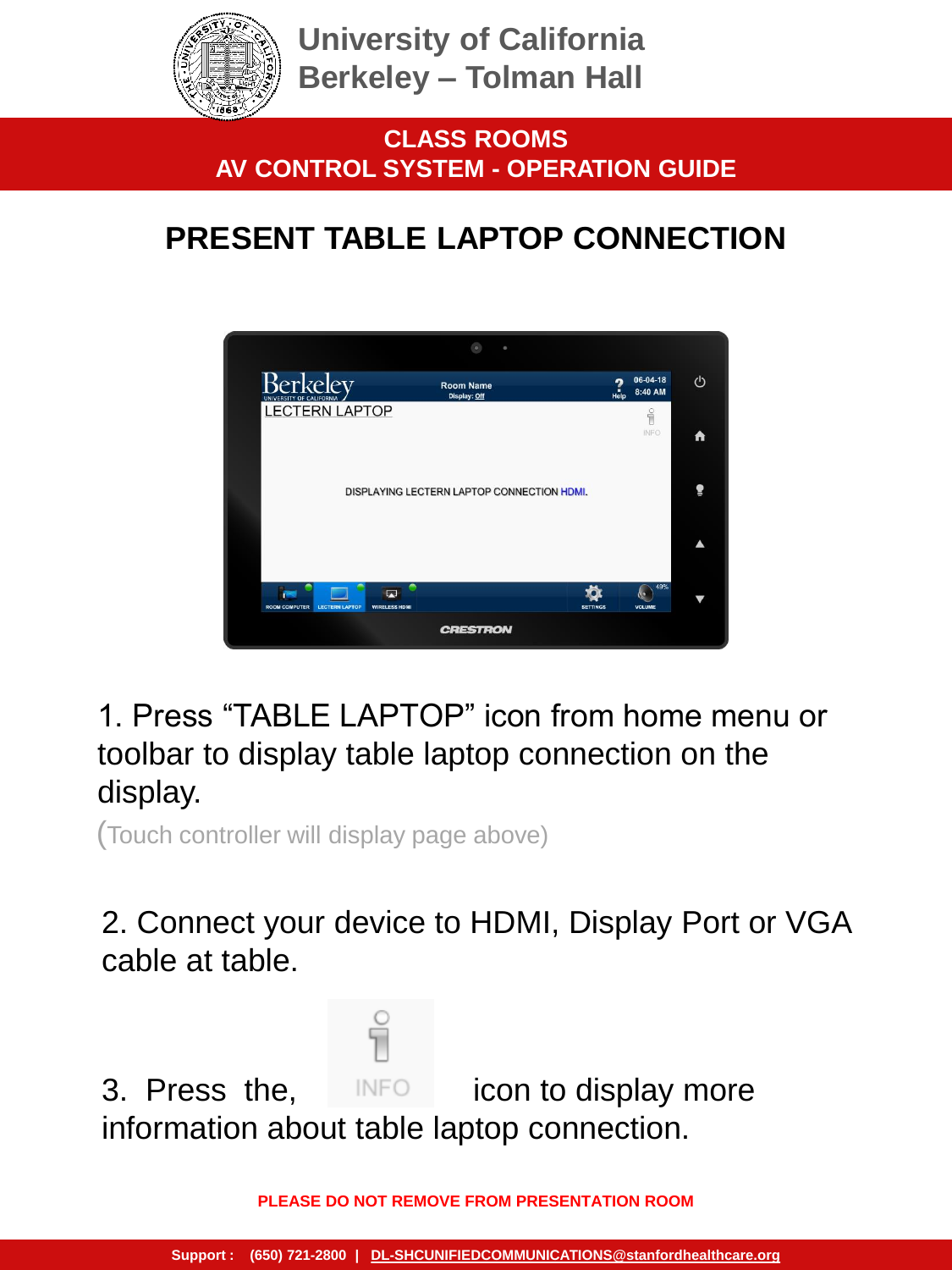# University of California Berkeley – Tolman Hall

**CLASS ROOMS**
**AV CONTROL SYSTEM - OPERATION GUIDE**

## PRESENT TABLE LAPTOP CONNECTION

1. Press “TABLE LAPTOP” icon from home menu or toolbar to display table laptop connection on the display.
(Touch controller will display page above)

2. Connect your device to HDMI, Display Port or VGA cable at table.

3. Press the, INFO icon to display more information about table laptop connection.

**PLEASE DO NOT REMOVE FROM PRESENTATION ROOM**

**Support : (650) 721-2800 | DL-SHCUNIFIEDCOMMUNICATIONS@stanfordhealthcare.org**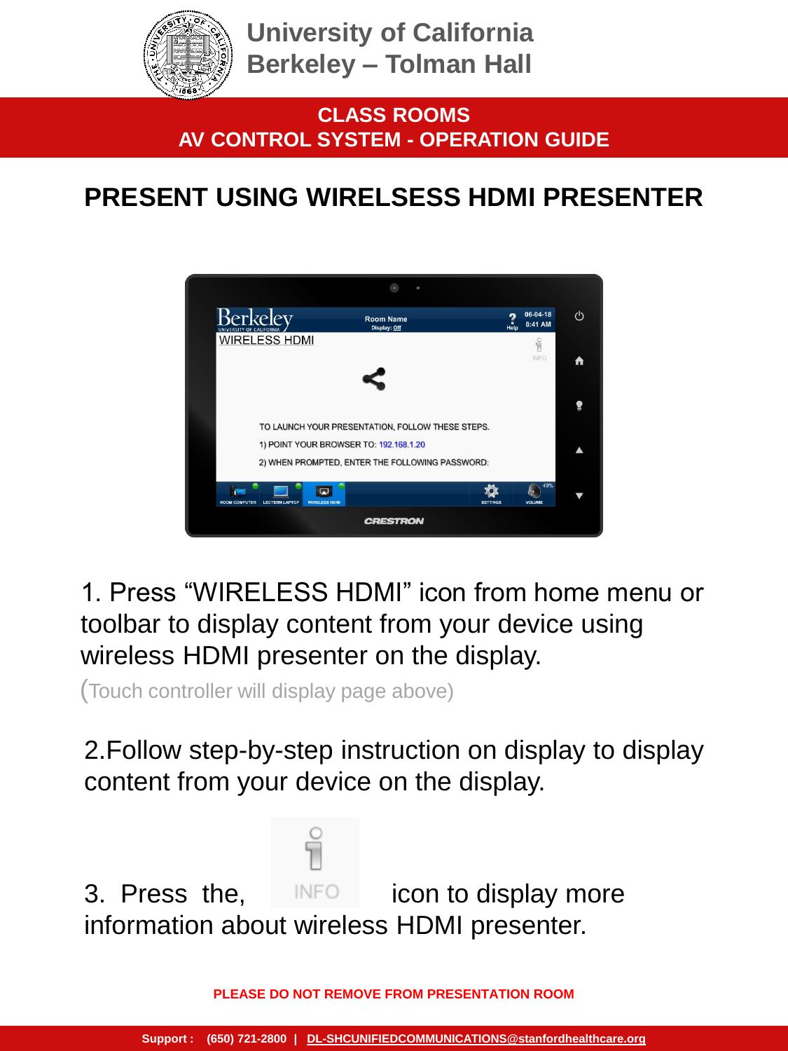University of California
Berkeley – Tolman Hall

**CLASS ROOMS**
**AV CONTROL SYSTEM - OPERATION GUIDE**

# PRESENT USING WIRELSESS HDMI PRESENTER

1. Press “WIRELESS HDMI” icon from home menu or toolbar to display content from your device using wireless HDMI presenter on the display.

(Touch controller will display page above)

2.Follow step-by-step instruction on display to display content from your device on the display.

3. Press the, INFO icon to display more information about wireless HDMI presenter.

**PLEASE DO NOT REMOVE FROM PRESENTATION ROOM**

**Support : (650) 721-2800 | DL-SHCUNIFIEDCOMMUNICATIONS@stanfordhealthcare.org**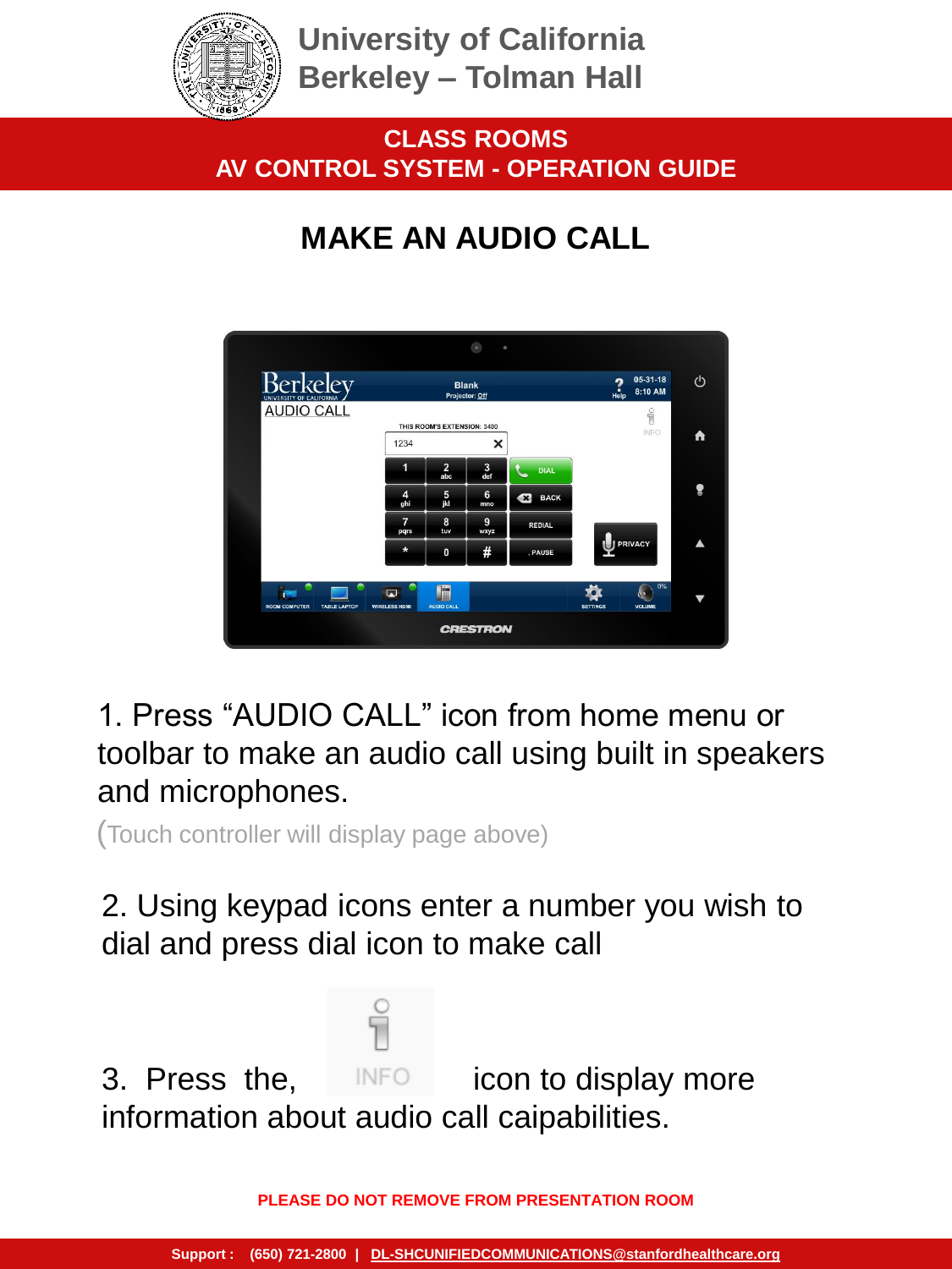# University of California Berkeley – Tolman Hall

**CLASS ROOMS**
**AV CONTROL SYSTEM - OPERATION GUIDE**

## MAKE AN AUDIO CALL

1. Press "AUDIO CALL" icon from home menu or toolbar to make an audio call using built in speakers and microphones.

(Touch controller will display page above)

2. Using keypad icons enter a number you wish to dial and press dial icon to make call

3. Press the, INFO icon to display more information about audio call caipabilities.

**PLEASE DO NOT REMOVE FROM PRESENTATION ROOM**

**Support : (650) 721-2800 | DL-SHCUNIFIEDCOMMUNICATIONS@stanfordhealthcare.org**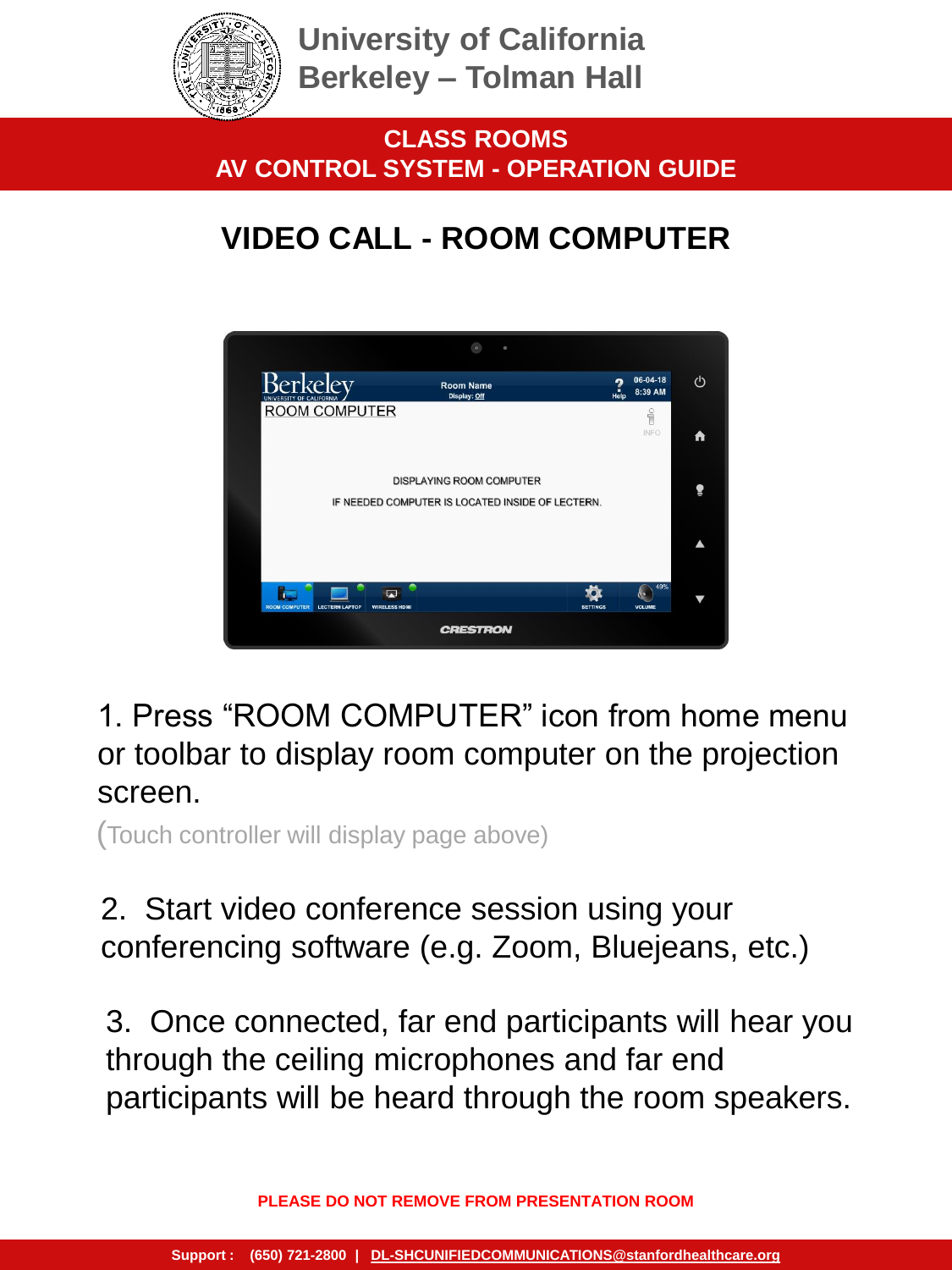# University of California Berkeley – Tolman Hall

## CLASS ROOMS
## AV CONTROL SYSTEM - OPERATION GUIDE

## VIDEO CALL - ROOM COMPUTER

1. Press “ROOM COMPUTER” icon from home menu or toolbar to display room computer on the projection screen.

(Touch controller will display page above)

2. Start video conference session using your conferencing software (e.g. Zoom, Bluejeans, etc.)

3. Once connected, far end participants will hear you through the ceiling microphones and far end participants will be heard through the room speakers.

**PLEASE DO NOT REMOVE FROM PRESENTATION ROOM**

**Support : (650) 721-2800 | DL-SHCUNIFIEDCOMMUNICATIONS@stanfordhealthcare.org**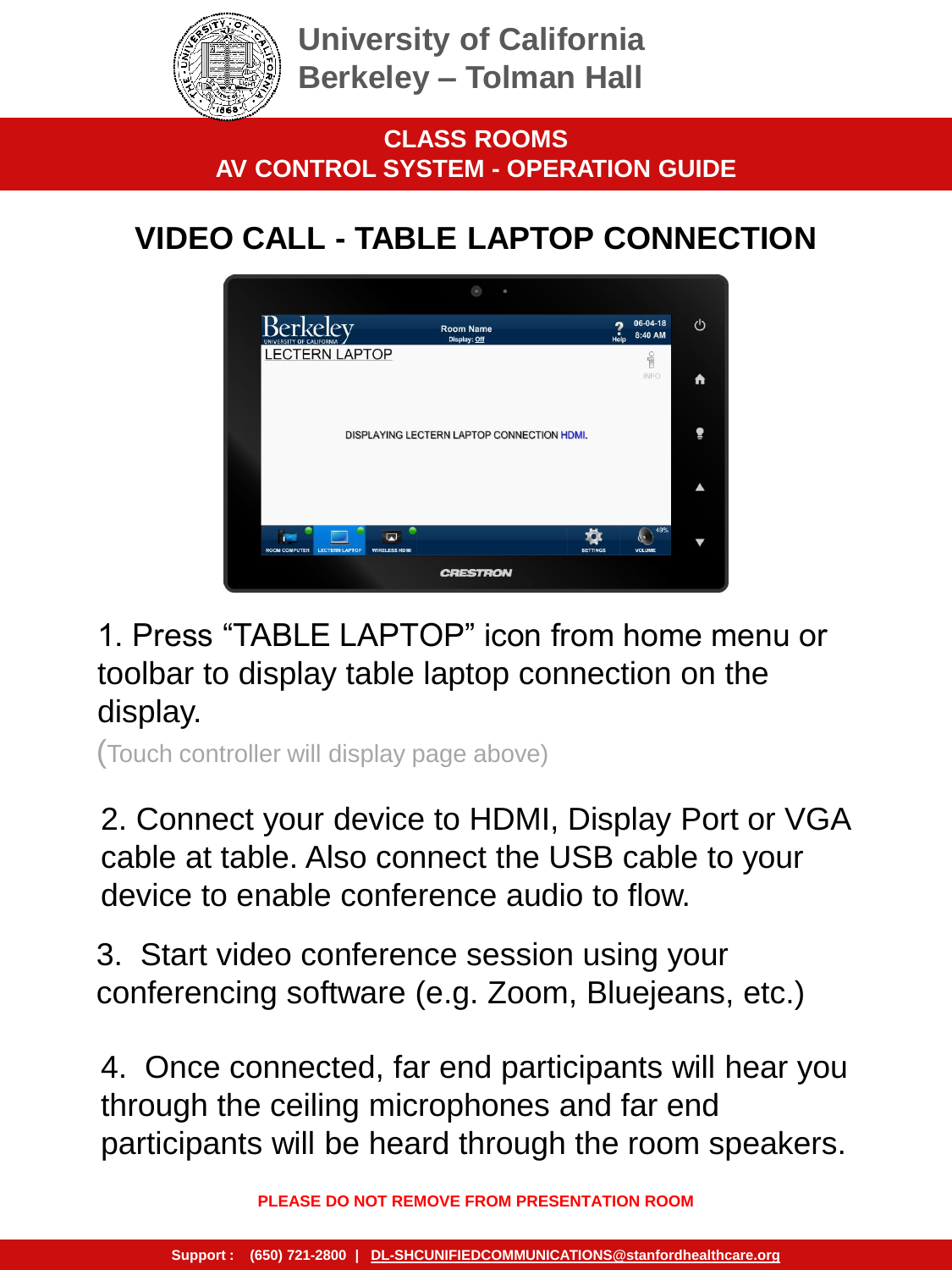# University of California Berkeley – Tolman Hall

## CLASS ROOMS
## AV CONTROL SYSTEM - OPERATION GUIDE

## VIDEO CALL - TABLE LAPTOP CONNECTION

1. Press “TABLE LAPTOP” icon from home menu or toolbar to display table laptop connection on the display.

(Touch controller will display page above)

2. Connect your device to HDMI, Display Port or VGA cable at table. Also connect the USB cable to your device to enable conference audio to flow.

3. Start video conference session using your conferencing software (e.g. Zoom, Bluejeans, etc.)

4. Once connected, far end participants will hear you through the ceiling microphones and far end participants will be heard through the room speakers.

**PLEASE DO NOT REMOVE FROM PRESENTATION ROOM**

**Support : (650) 721-2800 | DL-SHCUNIFIEDCOMMUNICATIONS@stanfordhealthcare.org**